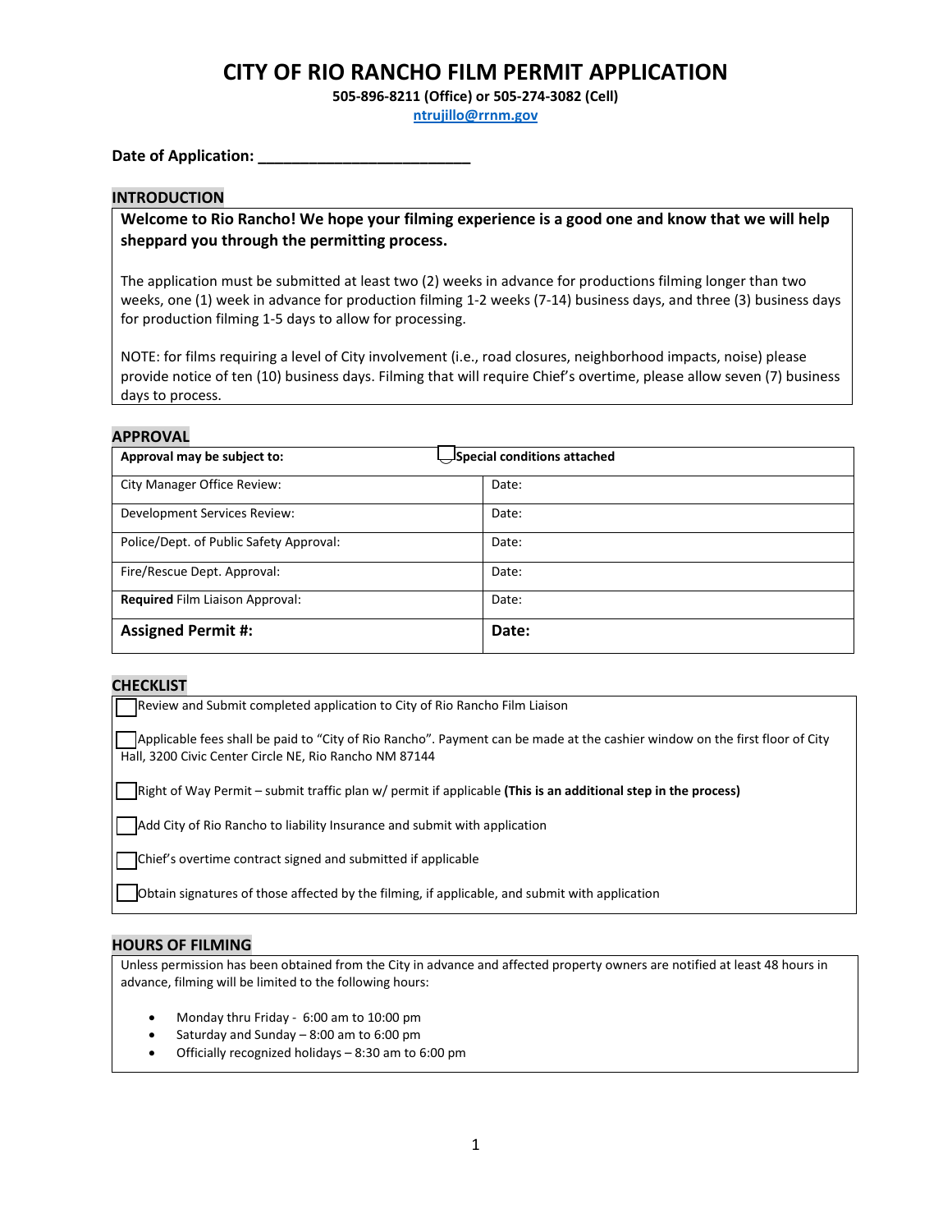# CITY OF RIO RANCHO FILM PERMIT APPLICATION

**505-896-8211 (Office) or 505-274-3082 (Cell)**

**ntrujillo@rrnm.gov**

**Date of Application: \_\_\_\_\_\_\_\_\_\_\_\_\_\_\_\_\_\_\_\_\_\_\_\_\_\_**

## INTRODUCTION

**Welcome to Rio Rancho! We hope your filming experience is a good one and know that we will help sheppard you through the permitting process.**

The application must be submitted at least two (2) weeks in advance for productions filming longer than two weeks, one (1) week in advance for production filming 1-2 weeks (7-14) business days, and three (3) business days for production filming 1-5 days to allow for processing.

NOTE: for films requiring a level of City involvement (i.e., road closures, neighborhood impacts, noise) please provide notice of ten (10) business days. Filming that will require Chief's overtime, please allow seven (7) business days to process.

## APPROVAL

| **Approval may be subject to:** | ☐ **Special conditions attached** |
|---|---|
| City Manager Office Review: | Date: |
| Development Services Review: | Date: |
| Police/Dept. of Public Safety Approval: | Date: |
| Fire/Rescue Dept. Approval: | Date: |
| **Required** Film Liaison Approval: | Date: |
| **Assigned Permit #:** | **Date:** |

## CHECKLIST

- ☐ Review and Submit completed application to City of Rio Rancho Film Liaison
- ☐ Applicable fees shall be paid to "City of Rio Rancho". Payment can be made at the cashier window on the first floor of City Hall, 3200 Civic Center Circle NE, Rio Rancho NM 87144
- ☐ Right of Way Permit – submit traffic plan w/ permit if applicable **(This is an additional step in the process)**
- ☐ Add City of Rio Rancho to liability Insurance and submit with application
- ☐ Chief's overtime contract signed and submitted if applicable
- ☐ Obtain signatures of those affected by the filming, if applicable, and submit with application

## HOURS OF FILMING

Unless permission has been obtained from the City in advance and affected property owners are notified at least 48 hours in advance, filming will be limited to the following hours:

- Monday thru Friday - 6:00 am to 10:00 pm
- Saturday and Sunday – 8:00 am to 6:00 pm
- Officially recognized holidays – 8:30 am to 6:00 pm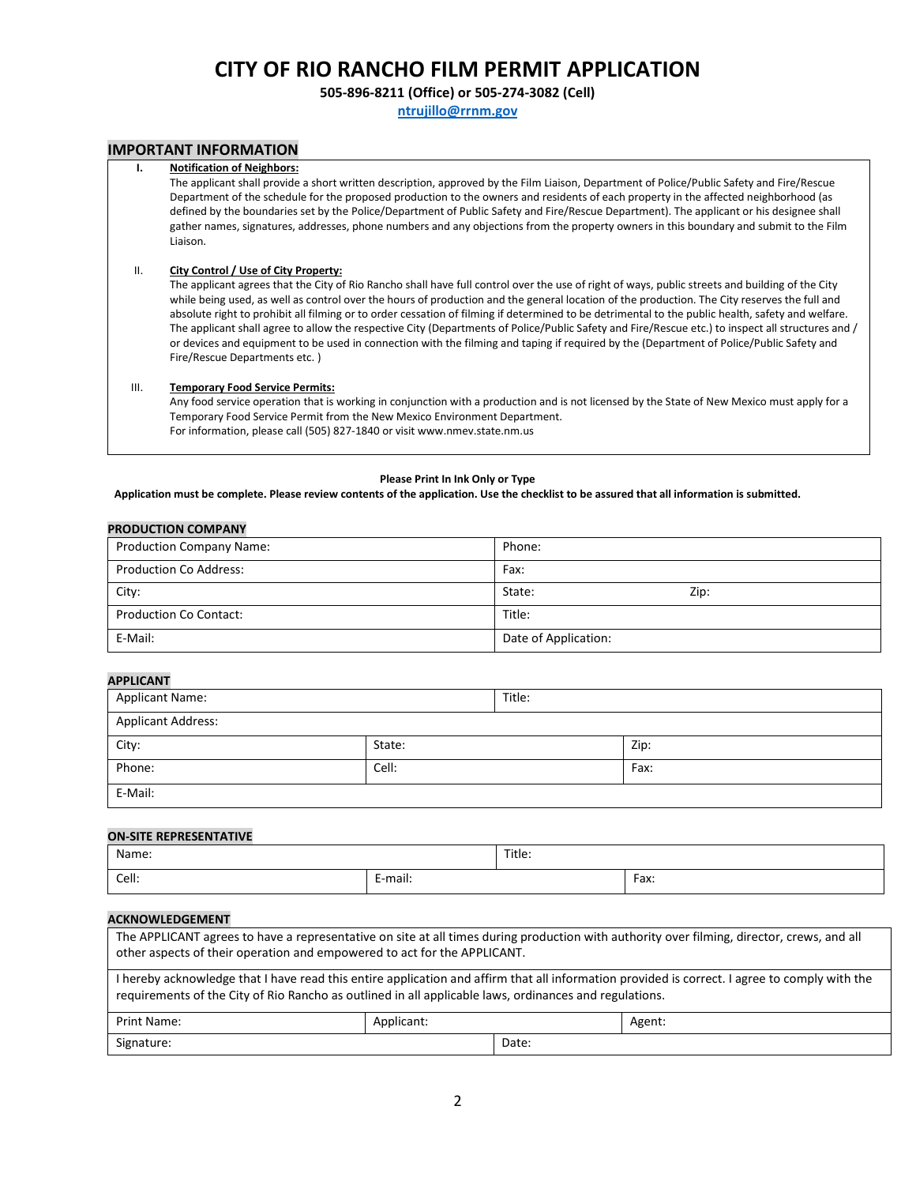# CITY OF RIO RANCHO FILM PERMIT APPLICATION

**505-896-8211 (Office) or 505-274-3082 (Cell)**

**ntrujillo@rrnm.gov**

## IMPORTANT INFORMATION

I. **Notification of Neighbors:**
The applicant shall provide a short written description, approved by the Film Liaison, Department of Police/Public Safety and Fire/Rescue Department of the schedule for the proposed production to the owners and residents of each property in the affected neighborhood (as defined by the boundaries set by the Police/Department of Public Safety and Fire/Rescue Department). The applicant or his designee shall gather names, signatures, addresses, phone numbers and any objections from the property owners in this boundary and submit to the Film Liaison.

II. **City Control / Use of City Property:**
The applicant agrees that the City of Rio Rancho shall have full control over the use of right of ways, public streets and building of the City while being used, as well as control over the hours of production and the general location of the production. The City reserves the full and absolute right to prohibit all filming or to order cessation of filming if determined to be detrimental to the public health, safety and welfare. The applicant shall agree to allow the respective City (Departments of Police/Public Safety and Fire/Rescue etc.) to inspect all structures and / or devices and equipment to be used in connection with the filming and taping if required by the (Department of Police/Public Safety and Fire/Rescue Departments etc. )

III. **Temporary Food Service Permits:**
Any food service operation that is working in conjunction with a production and is not licensed by the State of New Mexico must apply for a Temporary Food Service Permit from the New Mexico Environment Department.
For information, please call (505) 827-1840 or visit www.nmev.state.nm.us

**Please Print In Ink Only or Type**

**Application must be complete. Please review contents of the application. Use the checklist to be assured that all information is submitted.**

### PRODUCTION COMPANY

| Production Company Name: | Phone: | |
|---|---|---|
| Production Co Address: | Fax: | |
| City: | State: | Zip: |
| Production Co Contact: | Title: | |
| E-Mail: | Date of Application: | |

### APPLICANT

| Applicant Name: | | Title: |
|---|---|---|
| Applicant Address: | | |
| City: | State: | Zip: |
| Phone: | Cell: | Fax: |
| E-Mail: | | |

### ON-SITE REPRESENTATIVE

| Name: | | Title: |
|---|---|---|
| Cell: | E-mail: | Fax: |

### ACKNOWLEDGEMENT

| The APPLICANT agrees to have a representative on site at all times during production with authority over filming, director, crews, and all other aspects of their operation and empowered to act for the APPLICANT. | | |
|---|---|---|
| I hereby acknowledge that I have read this entire application and affirm that all information provided is correct. I agree to comply with the requirements of the City of Rio Rancho as outlined in all applicable laws, ordinances and regulations. | | |
| Print Name: | Applicant: | Agent: |
| Signature: | | Date: |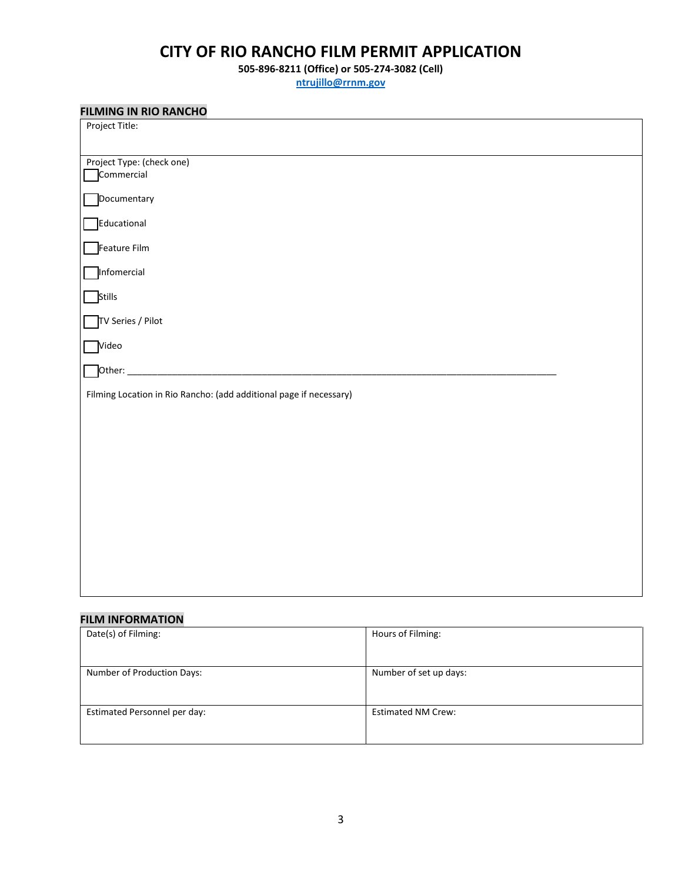# CITY OF RIO RANCHO FILM PERMIT APPLICATION

**505-896-8211 (Office) or 505-274-3082 (Cell)**

**ntrujillo@rrnm.gov**

## FILMING IN RIO RANCHO

Project Title:

Project Type: (check one)

- ☐ Commercial
- ☐ Documentary
- ☐ Educational
- ☐ Feature Film
- ☐ Infomercial
- ☐ Stills
- ☐ TV Series / Pilot
- ☐ Video
- ☐ Other: ______________________________________________________________________________________

Filming Location in Rio Rancho: (add additional page if necessary)

## FILM INFORMATION

| Date(s) of Filming: | Hours of Filming: |
|---|---|
| Number of Production Days: | Number of set up days: |
| Estimated Personnel per day: | Estimated NM Crew: |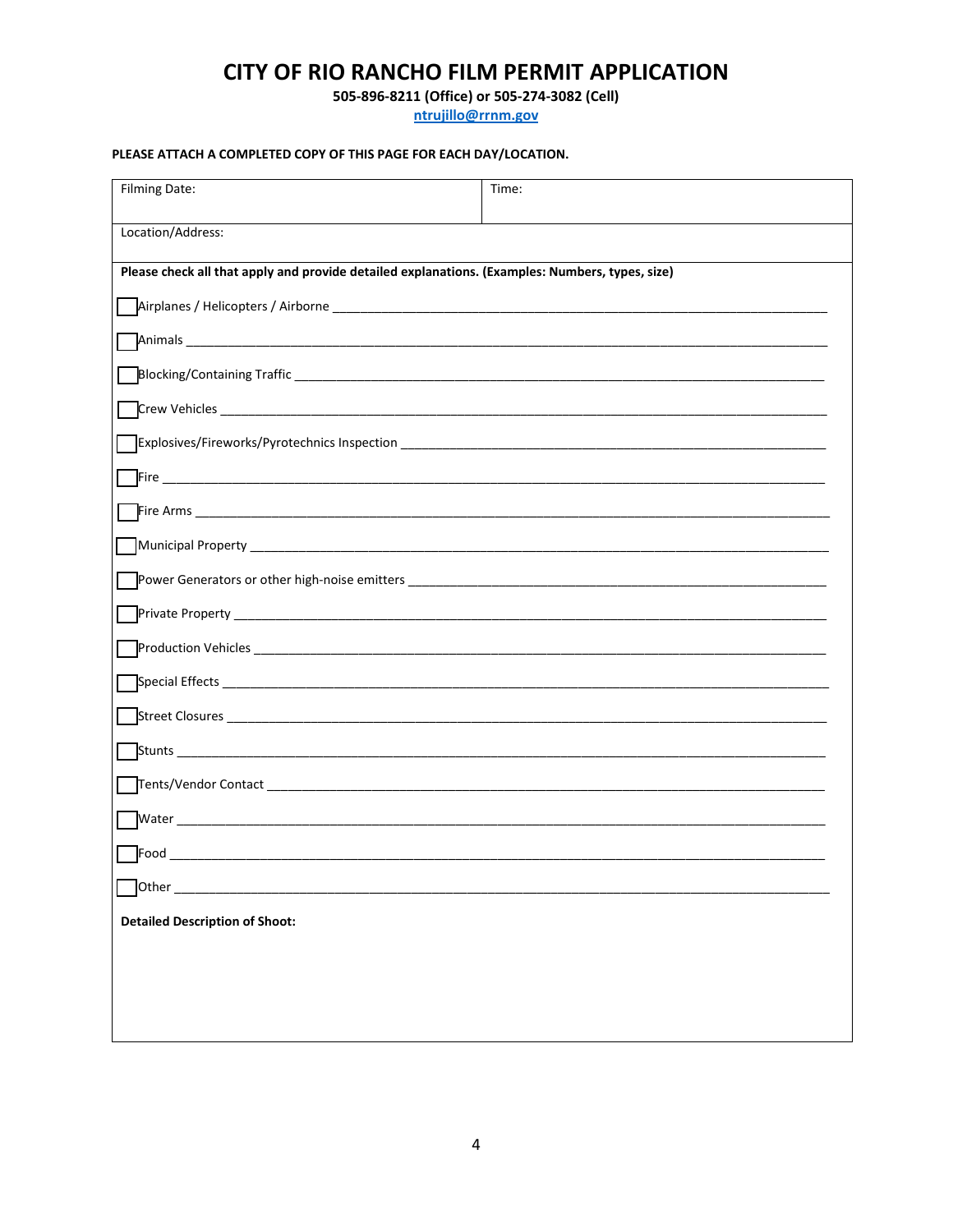# CITY OF RIO RANCHO FILM PERMIT APPLICATION

**505-896-8211 (Office) or 505-274-3082 (Cell)**

**ntrujillo@rrnm.gov**

**PLEASE ATTACH A COMPLETED COPY OF THIS PAGE FOR EACH DAY/LOCATION.**

| Filming Date: | Time: |
|---|---|
| Location/Address: | |

**Please check all that apply and provide detailed explanations. (Examples: Numbers, types, size)**

- [ ] Airplanes / Helicopters / Airborne ______________________________
- [ ] Animals ______________________________
- [ ] Blocking/Containing Traffic ______________________________
- [ ] Crew Vehicles ______________________________
- [ ] Explosives/Fireworks/Pyrotechnics Inspection ______________________________
- [ ] Fire ______________________________
- [ ] Fire Arms ______________________________
- [ ] Municipal Property ______________________________
- [ ] Power Generators or other high-noise emitters ______________________________
- [ ] Private Property ______________________________
- [ ] Production Vehicles ______________________________
- [ ] Special Effects ______________________________
- [ ] Street Closures ______________________________
- [ ] Stunts ______________________________
- [ ] Tents/Vendor Contact ______________________________
- [ ] Water ______________________________
- [ ] Food ______________________________
- [ ] Other ______________________________

**Detailed Description of Shoot:**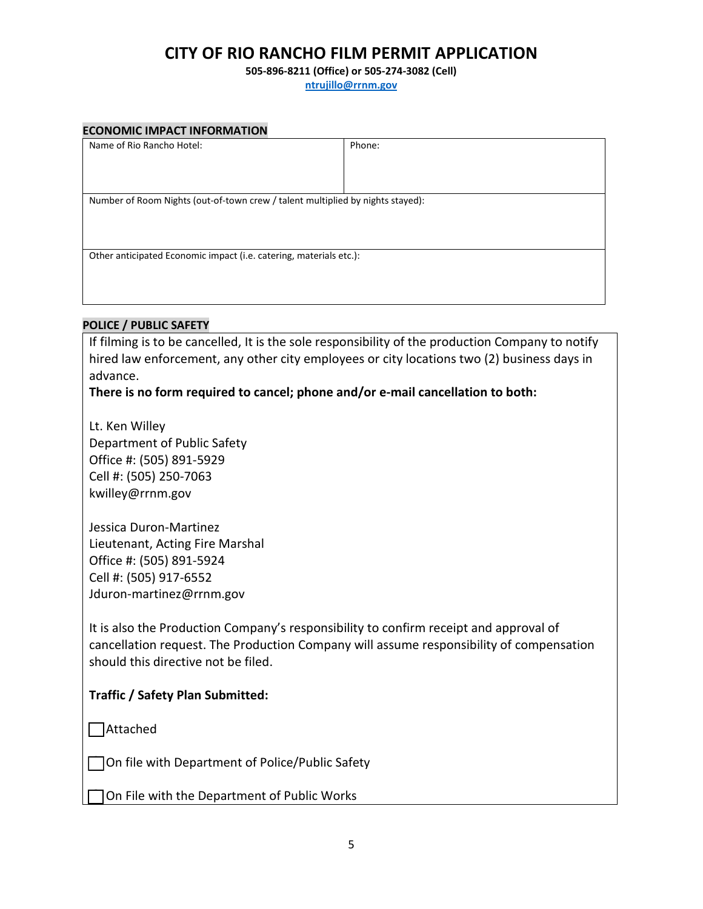# CITY OF RIO RANCHO FILM PERMIT APPLICATION

**505-896-8211 (Office) or 505-274-3082 (Cell)**

**ntrujillo@rrnm.gov**

## ECONOMIC IMPACT INFORMATION

| Name of Rio Rancho Hotel: | Phone: |
|---|---|
| Number of Room Nights (out-of-town crew / talent multiplied by nights stayed): | |
| Other anticipated Economic impact (i.e. catering, materials etc.): | |

## POLICE / PUBLIC SAFETY

If filming is to be cancelled, It is the sole responsibility of the production Company to notify hired law enforcement, any other city employees or city locations two (2) business days in advance.

**There is no form required to cancel; phone and/or e-mail cancellation to both:**

Lt. Ken Willey
Department of Public Safety
Office #: (505) 891-5929
Cell #: (505) 250-7063
kwilley@rrnm.gov

Jessica Duron-Martinez
Lieutenant, Acting Fire Marshal
Office #: (505) 891-5924
Cell #: (505) 917-6552
Jduron-martinez@rrnm.gov

It is also the Production Company's responsibility to confirm receipt and approval of cancellation request. The Production Company will assume responsibility of compensation should this directive not be filed.

**Traffic / Safety Plan Submitted:**

☐ Attached

☐ On file with Department of Police/Public Safety

☐ On File with the Department of Public Works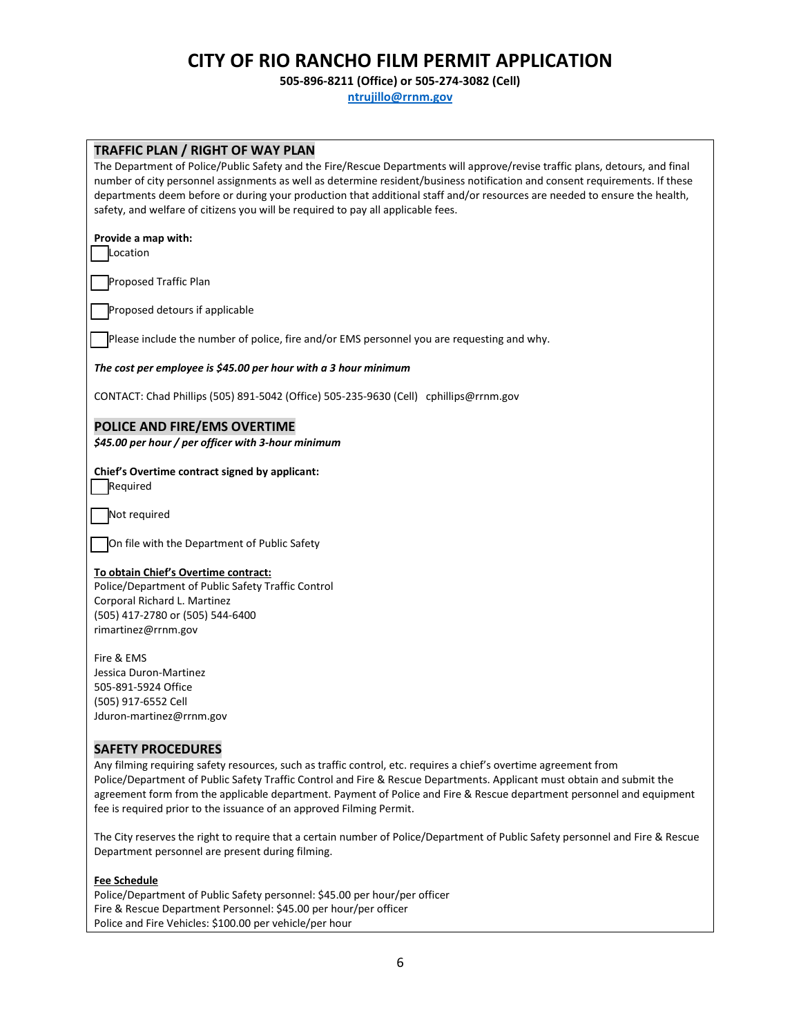# CITY OF RIO RANCHO FILM PERMIT APPLICATION

**505-896-8211 (Office) or 505-274-3082 (Cell)**

**ntrujillo@rrnm.gov**

## TRAFFIC PLAN / RIGHT OF WAY PLAN

The Department of Police/Public Safety and the Fire/Rescue Departments will approve/revise traffic plans, detours, and final number of city personnel assignments as well as determine resident/business notification and consent requirements. If these departments deem before or during your production that additional staff and/or resources are needed to ensure the health, safety, and welfare of citizens you will be required to pay all applicable fees.

**Provide a map with:**

- [ ] Location
- [ ] Proposed Traffic Plan
- [ ] Proposed detours if applicable
- [ ] Please include the number of police, fire and/or EMS personnel you are requesting and why.

***The cost per employee is $45.00 per hour with a 3 hour minimum***

CONTACT: Chad Phillips (505) 891-5042 (Office) 505-235-9630 (Cell) cphillips@rrnm.gov

## POLICE AND FIRE/EMS OVERTIME

***$45.00 per hour / per officer with 3-hour minimum***

**Chief's Overtime contract signed by applicant:**

- [ ] Required
- [ ] Not required
- [ ] On file with the Department of Public Safety

**To obtain Chief's Overtime contract:**
Police/Department of Public Safety Traffic Control
Corporal Richard L. Martinez
(505) 417-2780 or (505) 544-6400
rimartinez@rrnm.gov

Fire & EMS
Jessica Duron-Martinez
505-891-5924 Office
(505) 917-6552 Cell
Jduron-martinez@rrnm.gov

## SAFETY PROCEDURES

Any filming requiring safety resources, such as traffic control, etc. requires a chief's overtime agreement from Police/Department of Public Safety Traffic Control and Fire & Rescue Departments. Applicant must obtain and submit the agreement form from the applicable department. Payment of Police and Fire & Rescue department personnel and equipment fee is required prior to the issuance of an approved Filming Permit.

The City reserves the right to require that a certain number of Police/Department of Public Safety personnel and Fire & Rescue Department personnel are present during filming.

**Fee Schedule**
Police/Department of Public Safety personnel: $45.00 per hour/per officer
Fire & Rescue Department Personnel: $45.00 per hour/per officer
Police and Fire Vehicles: $100.00 per vehicle/per hour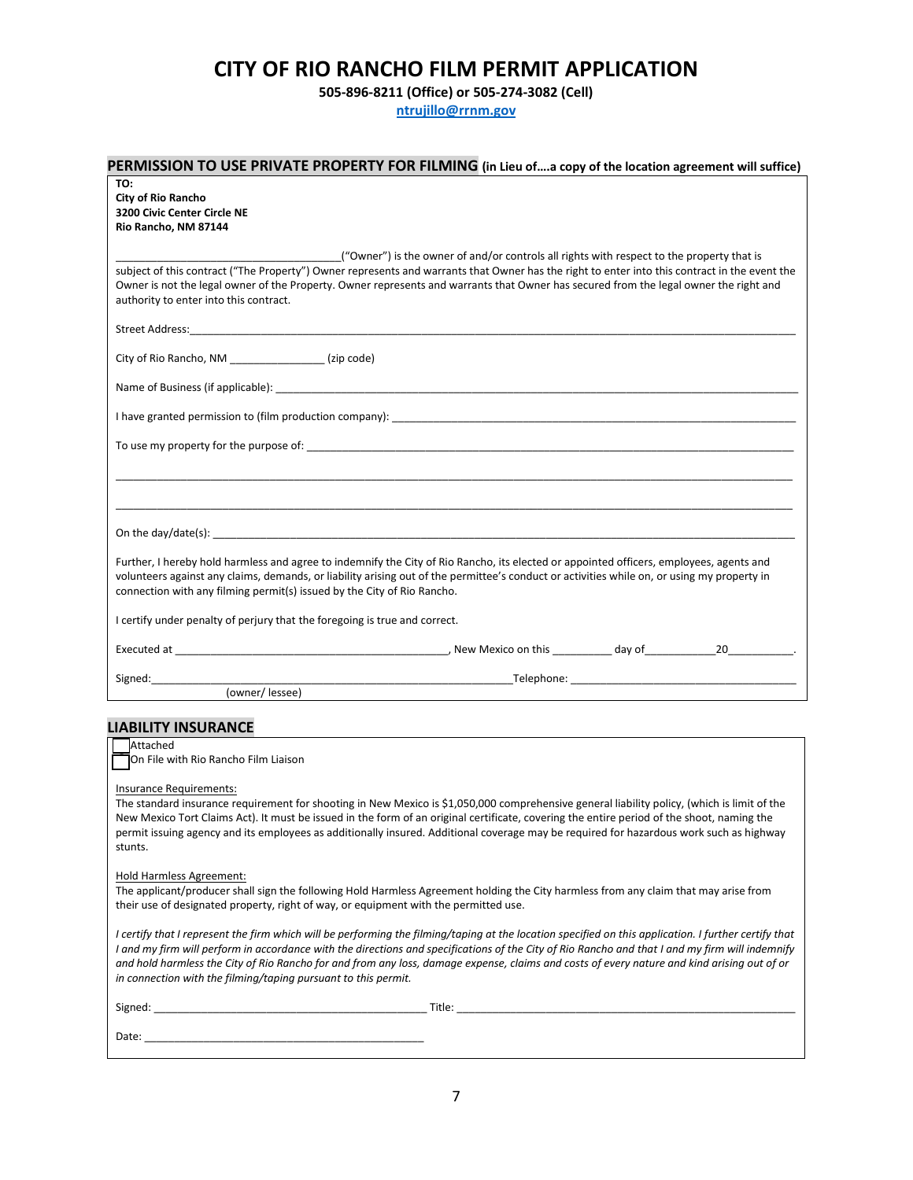# CITY OF RIO RANCHO FILM PERMIT APPLICATION

**505-896-8211 (Office) or 505-274-3082 (Cell)**

**ntrujillo@rrnm.gov**

## PERMISSION TO USE PRIVATE PROPERTY FOR FILMING (in Lieu of….a copy of the location agreement will suffice)

**TO:**
**City of Rio Rancho**
**3200 Civic Center Circle NE**
**Rio Rancho, NM 87144**

____________________________________("Owner") is the owner of and/or controls all rights with respect to the property that is subject of this contract ("The Property") Owner represents and warrants that Owner has the right to enter into this contract in the event the Owner is not the legal owner of the Property. Owner represents and warrants that Owner has secured from the legal owner the right and authority to enter into this contract.

Street Address:____________________________________________________________________________________________

City of Rio Rancho, NM ________________ (zip code)

Name of Business (if applicable): _____________________________________________________________________________

I have granted permission to (film production company): _________________________________________________________

To use my property for the purpose of: _________________________________________________________________________

_______________________________________________________________________________________________________

_______________________________________________________________________________________________________

On the day/date(s): _________________________________________________________________________________________

Further, I hereby hold harmless and agree to indemnify the City of Rio Rancho, its elected or appointed officers, employees, agents and volunteers against any claims, demands, or liability arising out of the permittee's conduct or activities while on, or using my property in connection with any filming permit(s) issued by the City of Rio Rancho.

I certify under penalty of perjury that the foregoing is true and correct.

Executed at _____________________________________________, New Mexico on this __________ day of____________20___________.

Signed:____________________________________________________________Telephone: ____________________________________
(owner/ lessee)

## LIABILITY INSURANCE

☐ Attached
☐ On File with Rio Rancho Film Liaison

Insurance Requirements:
The standard insurance requirement for shooting in New Mexico is $1,050,000 comprehensive general liability policy, (which is limit of the New Mexico Tort Claims Act). It must be issued in the form of an original certificate, covering the entire period of the shoot, naming the permit issuing agency and its employees as additionally insured. Additional coverage may be required for hazardous work such as highway stunts.

Hold Harmless Agreement:
The applicant/producer shall sign the following Hold Harmless Agreement holding the City harmless from any claim that may arise from their use of designated property, right of way, or equipment with the permitted use.

*I certify that I represent the firm which will be performing the filming/taping at the location specified on this application. I further certify that I and my firm will perform in accordance with the directions and specifications of the City of Rio Rancho and that I and my firm will indemnify and hold harmless the City of Rio Rancho for and from any loss, damage expense, claims and costs of every nature and kind arising out of or in connection with the filming/taping pursuant to this permit.*

Signed: ____________________________________________ Title: _______________________________________________________

Date: _______________________________________________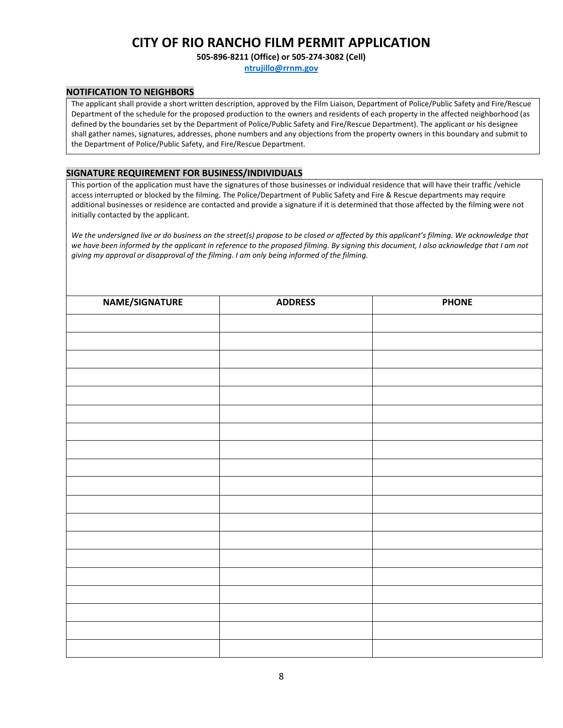# CITY OF RIO RANCHO FILM PERMIT APPLICATION

**505-896-8211 (Office) or 505-274-3082 (Cell)**

**ntrujillo@rrnm.gov**

## NOTIFICATION TO NEIGHBORS

The applicant shall provide a short written description, approved by the Film Liaison, Department of Police/Public Safety and Fire/Rescue Department of the schedule for the proposed production to the owners and residents of each property in the affected neighborhood (as defined by the boundaries set by the Department of Police/Public Safety and Fire/Rescue Department). The applicant or his designee shall gather names, signatures, addresses, phone numbers and any objections from the property owners in this boundary and submit to the Department of Police/Public Safety, and Fire/Rescue Department.

## SIGNATURE REQUIREMENT FOR BUSINESS/INDIVIDUALS

This portion of the application must have the signatures of those businesses or individual residence that will have their traffic /vehicle access interrupted or blocked by the filming. The Police/Department of Public Safety and Fire & Rescue departments may require additional businesses or residence are contacted and provide a signature if it is determined that those affected by the filming were not initially contacted by the applicant.

*We the undersigned live or do business on the street(s) propose to be closed or affected by this applicant's filming. We acknowledge that we have been informed by the applicant in reference to the proposed filming. By signing this document, I also acknowledge that I am not giving my approval or disapproval of the filming. I am only being informed of the filming.*

| NAME/SIGNATURE | ADDRESS | PHONE |
|---|---|---|
| | | |
| | | |
| | | |
| | | |
| | | |
| | | |
| | | |
| | | |
| | | |
| | | |
| | | |
| | | |
| | | |
| | | |
| | | |
| | | |
| | | |
| | | |
| | | |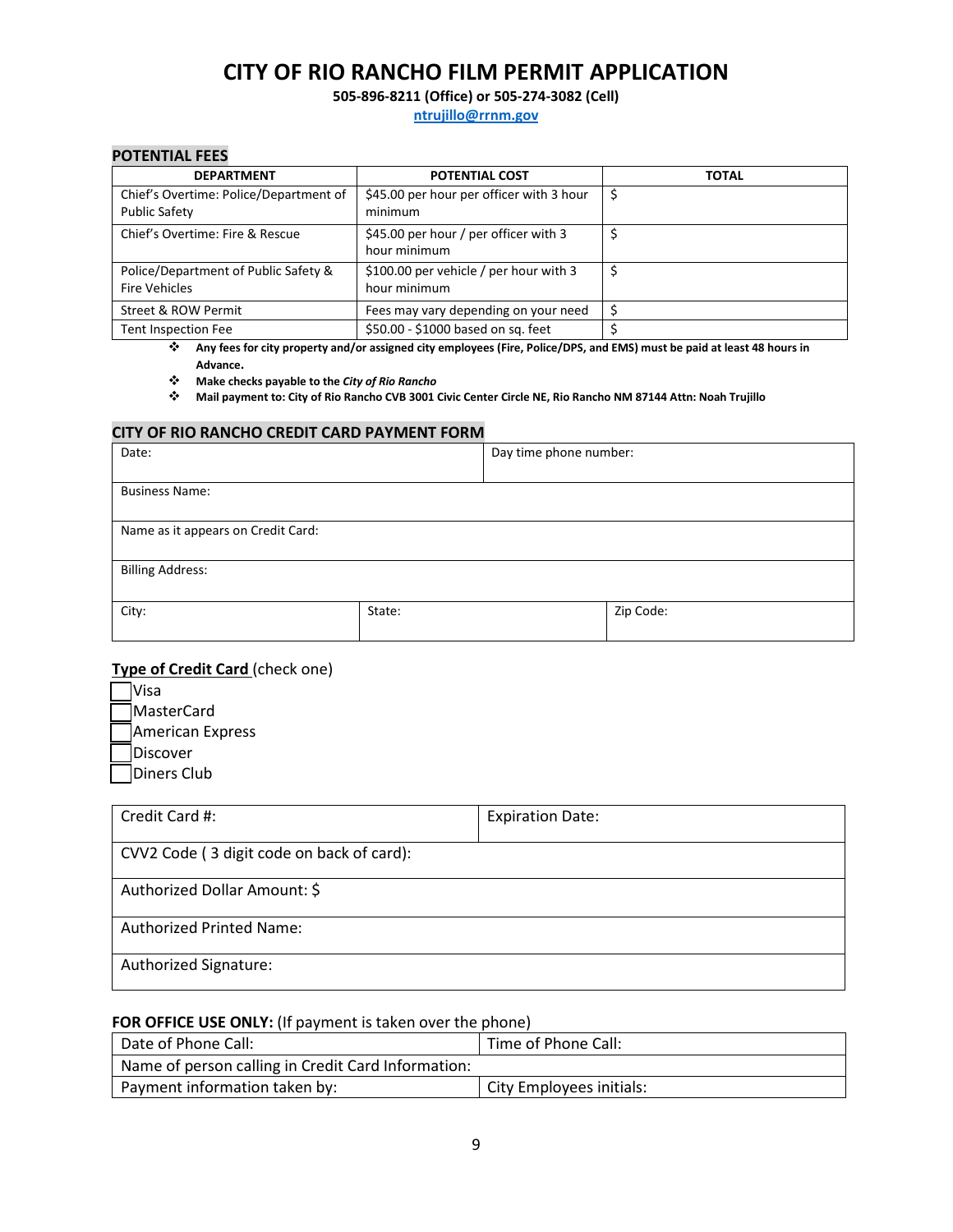# CITY OF RIO RANCHO FILM PERMIT APPLICATION

**505-896-8211 (Office) or 505-274-3082 (Cell)**

**ntrujillo@rrnm.gov**

## POTENTIAL FEES

| DEPARTMENT | POTENTIAL COST | TOTAL |
|---|---|---|
| Chief's Overtime: Police/Department of Public Safety | $45.00 per hour per officer with 3 hour minimum | $ |
| Chief's Overtime: Fire & Rescue | $45.00 per hour / per officer with 3 hour minimum | $ |
| Police/Department of Public Safety & Fire Vehicles | $100.00 per vehicle / per hour with 3 hour minimum | $ |
| Street & ROW Permit | Fees may vary depending on your need | $ |
| Tent Inspection Fee | $50.00 - $1000 based on sq. feet | $ |

- **Any fees for city property and/or assigned city employees (Fire, Police/DPS, and EMS) must be paid at least 48 hours in Advance.**
- **Make checks payable to the *City of Rio Rancho***
- **Mail payment to: City of Rio Rancho CVB 3001 Civic Center Circle NE, Rio Rancho NM 87144 Attn: Noah Trujillo**

## CITY OF RIO RANCHO CREDIT CARD PAYMENT FORM

| | | |
|---|---|---|
| Date: | Day time phone number: | |
| Business Name: | | |
| Name as it appears on Credit Card: | | |
| Billing Address: | | |
| City: | State: | Zip Code: |

**Type of Credit Card** (check one)

- ☐ Visa
- ☐ MasterCard
- ☐ American Express
- ☐ Discover
- ☐ Diners Club

| | |
|---|---|
| Credit Card #: | Expiration Date: |
| CVV2 Code ( 3 digit code on back of card): | |
| Authorized Dollar Amount: $ | |
| Authorized Printed Name: | |
| Authorized Signature: | |

**FOR OFFICE USE ONLY:** (If payment is taken over the phone)

| | |
|---|---|
| Date of Phone Call: | Time of Phone Call: |
| Name of person calling in Credit Card Information: | |
| Payment information taken by: | City Employees initials: |